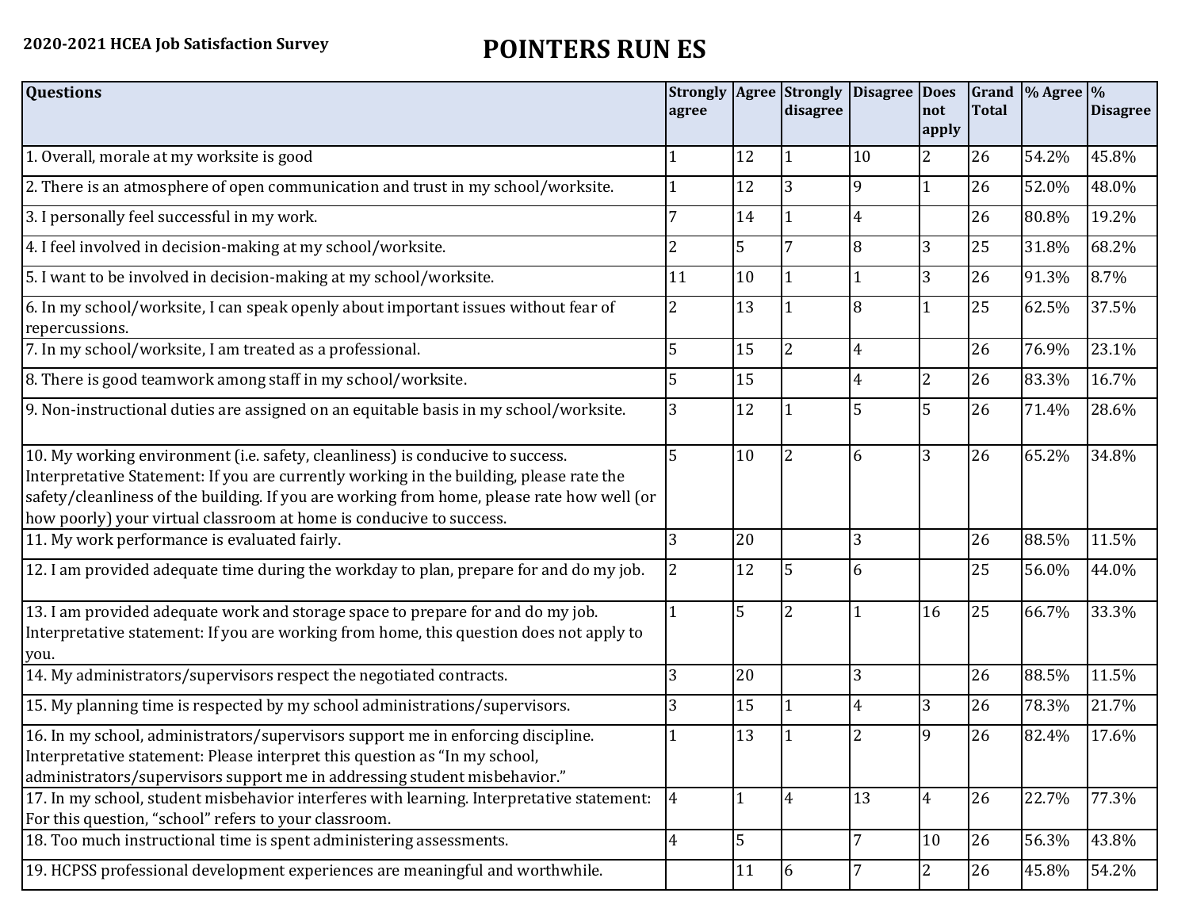2020-2021 HCEA Job Satisfaction Survey

# POINTERS RUN ES

| Questions | Strongly agree | Agree | Strongly disagree | Disagree | Does not apply | Grand Total | % Agree | % Disagree |
|---|---|---|---|---|---|---|---|---|
| 1. Overall, morale at my worksite is good | 1 | 12 | 1 | 10 | 2 | 26 | 54.2% | 45.8% |
| 2. There is an atmosphere of open communication and trust in my school/worksite. | 1 | 12 | 3 | 9 | 1 | 26 | 52.0% | 48.0% |
| 3. I personally feel successful in my work. | 7 | 14 | 1 | 4 | | 26 | 80.8% | 19.2% |
| 4. I feel involved in decision-making at my school/worksite. | 2 | 5 | 7 | 8 | 3 | 25 | 31.8% | 68.2% |
| 5. I want to be involved in decision-making at my school/worksite. | 11 | 10 | 1 | 1 | 3 | 26 | 91.3% | 8.7% |
| 6. In my school/worksite, I can speak openly about important issues without fear of repercussions. | 2 | 13 | 1 | 8 | 1 | 25 | 62.5% | 37.5% |
| 7. In my school/worksite, I am treated as a professional. | 5 | 15 | 2 | 4 | | 26 | 76.9% | 23.1% |
| 8. There is good teamwork among staff in my school/worksite. | 5 | 15 | | 4 | 2 | 26 | 83.3% | 16.7% |
| 9. Non-instructional duties are assigned on an equitable basis in my school/worksite. | 3 | 12 | 1 | 5 | 5 | 26 | 71.4% | 28.6% |
| 10. My working environment (i.e. safety, cleanliness) is conducive to success. Interpretative Statement: If you are currently working in the building, please rate the safety/cleanliness of the building. If you are working from home, please rate how well (or how poorly) your virtual classroom at home is conducive to success. | 5 | 10 | 2 | 6 | 3 | 26 | 65.2% | 34.8% |
| 11. My work performance is evaluated fairly. | 3 | 20 | | 3 | | 26 | 88.5% | 11.5% |
| 12. I am provided adequate time during the workday to plan, prepare for and do my job. | 2 | 12 | 5 | 6 | | 25 | 56.0% | 44.0% |
| 13. I am provided adequate work and storage space to prepare for and do my job. Interpretative statement: If you are working from home, this question does not apply to you. | 1 | 5 | 2 | 1 | 16 | 25 | 66.7% | 33.3% |
| 14. My administrators/supervisors respect the negotiated contracts. | 3 | 20 | | 3 | | 26 | 88.5% | 11.5% |
| 15. My planning time is respected by my school administrations/supervisors. | 3 | 15 | 1 | 4 | 3 | 26 | 78.3% | 21.7% |
| 16. In my school, administrators/supervisors support me in enforcing discipline. Interpretative statement: Please interpret this question as "In my school, administrators/supervisors support me in addressing student misbehavior." | 1 | 13 | 1 | 2 | 9 | 26 | 82.4% | 17.6% |
| 17. In my school, student misbehavior interferes with learning. Interpretative statement: For this question, "school" refers to your classroom. | 4 | 1 | 4 | 13 | 4 | 26 | 22.7% | 77.3% |
| 18. Too much instructional time is spent administering assessments. | 4 | 5 | | 7 | 10 | 26 | 56.3% | 43.8% |
| 19. HCPSS professional development experiences are meaningful and worthwhile. | | 11 | 6 | 7 | 2 | 26 | 45.8% | 54.2% |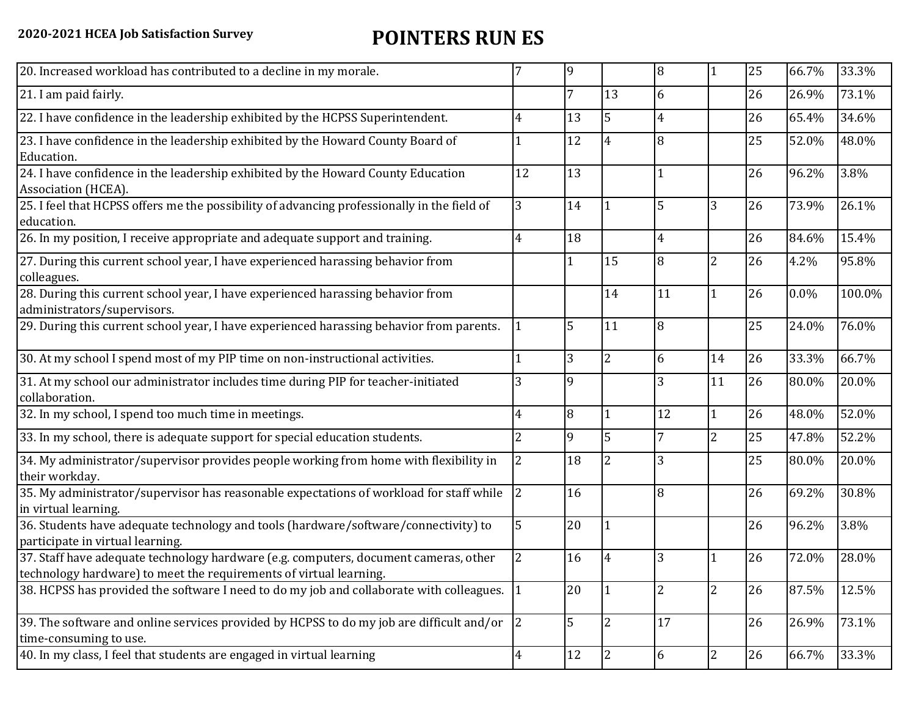**2020-2021 HCEA Job Satisfaction Survey**

# POINTERS RUN ES

| | | | | | | | | |
|---|---|---|---|---|---|---|---|---|
| 20. Increased workload has contributed to a decline in my morale. | 7 | 9 | | 8 | 1 | 25 | 66.7% | 33.3% |
| 21. I am paid fairly. | | 7 | 13 | 6 | | 26 | 26.9% | 73.1% |
| 22. I have confidence in the leadership exhibited by the HCPSS Superintendent. | 4 | 13 | 5 | 4 | | 26 | 65.4% | 34.6% |
| 23. I have confidence in the leadership exhibited by the Howard County Board of Education. | 1 | 12 | 4 | 8 | | 25 | 52.0% | 48.0% |
| 24. I have confidence in the leadership exhibited by the Howard County Education Association (HCEA). | 12 | 13 | | 1 | | 26 | 96.2% | 3.8% |
| 25. I feel that HCPSS offers me the possibility of advancing professionally in the field of education. | 3 | 14 | 1 | 5 | 3 | 26 | 73.9% | 26.1% |
| 26. In my position, I receive appropriate and adequate support and training. | 4 | 18 | | 4 | | 26 | 84.6% | 15.4% |
| 27. During this current school year, I have experienced harassing behavior from colleagues. | | 1 | 15 | 8 | 2 | 26 | 4.2% | 95.8% |
| 28. During this current school year, I have experienced harassing behavior from administrators/supervisors. | | | 14 | 11 | 1 | 26 | 0.0% | 100.0% |
| 29. During this current school year, I have experienced harassing behavior from parents. | 1 | 5 | 11 | 8 | | 25 | 24.0% | 76.0% |
| 30. At my school I spend most of my PIP time on non-instructional activities. | 1 | 3 | 2 | 6 | 14 | 26 | 33.3% | 66.7% |
| 31. At my school our administrator includes time during PIP for teacher-initiated collaboration. | 3 | 9 | | 3 | 11 | 26 | 80.0% | 20.0% |
| 32. In my school, I spend too much time in meetings. | 4 | 8 | 1 | 12 | 1 | 26 | 48.0% | 52.0% |
| 33. In my school, there is adequate support for special education students. | 2 | 9 | 5 | 7 | 2 | 25 | 47.8% | 52.2% |
| 34. My administrator/supervisor provides people working from home with flexibility in their workday. | 2 | 18 | 2 | 3 | | 25 | 80.0% | 20.0% |
| 35. My administrator/supervisor has reasonable expectations of workload for staff while in virtual learning. | 2 | 16 | | 8 | | 26 | 69.2% | 30.8% |
| 36. Students have adequate technology and tools (hardware/software/connectivity) to participate in virtual learning. | 5 | 20 | 1 | | | 26 | 96.2% | 3.8% |
| 37. Staff have adequate technology hardware (e.g. computers, document cameras, other technology hardware) to meet the requirements of virtual learning. | 2 | 16 | 4 | 3 | 1 | 26 | 72.0% | 28.0% |
| 38. HCPSS has provided the software I need to do my job and collaborate with colleagues. | 1 | 20 | 1 | 2 | 2 | 26 | 87.5% | 12.5% |
| 39. The software and online services provided by HCPSS to do my job are difficult and/or time-consuming to use. | 2 | 5 | 2 | 17 | | 26 | 26.9% | 73.1% |
| 40. In my class, I feel that students are engaged in virtual learning | 4 | 12 | 2 | 6 | 2 | 26 | 66.7% | 33.3% |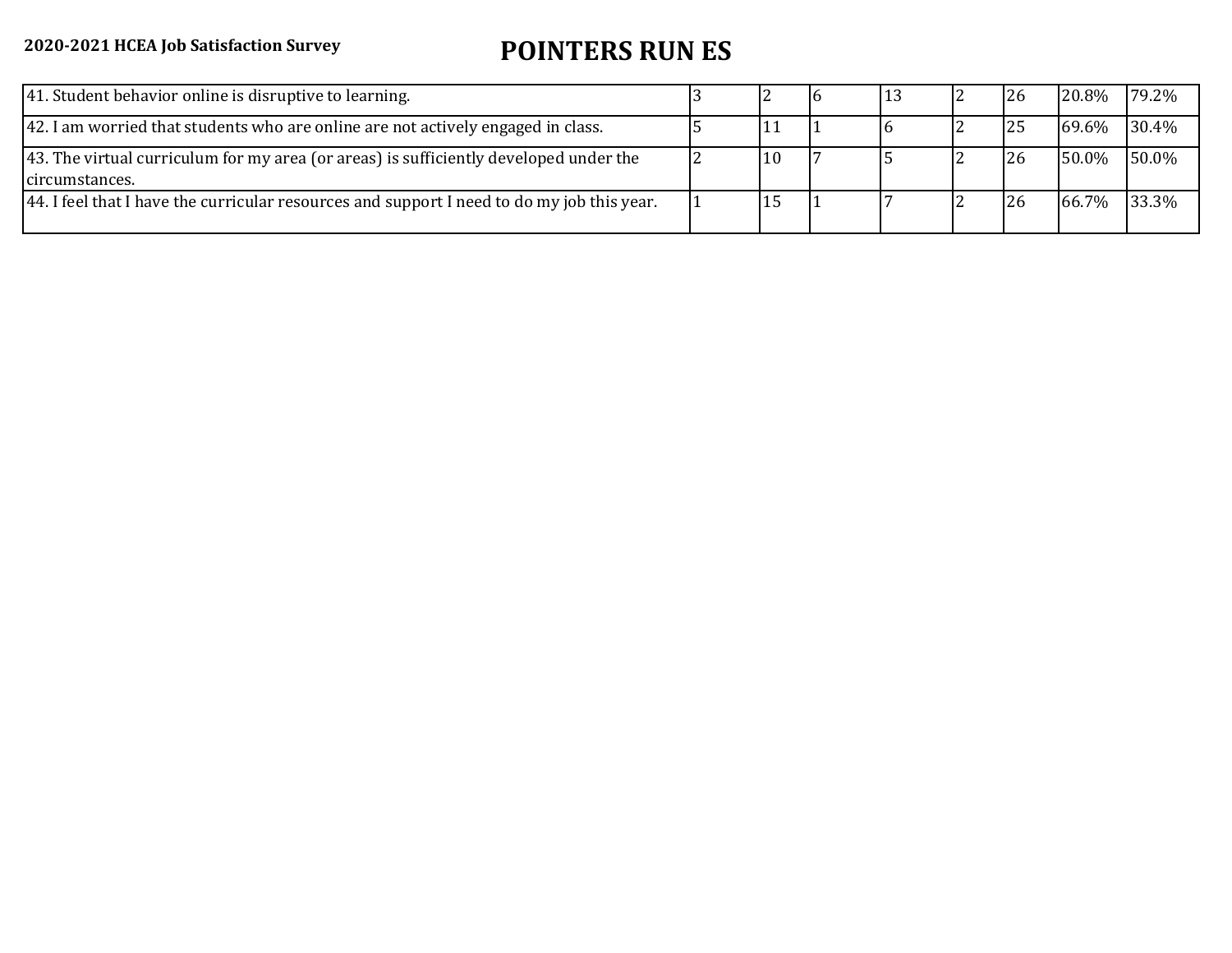2020-2021 HCEA Job Satisfaction Survey

# POINTERS RUN ES

| | | | | | | | | |
|---|---|---|---|---|---|---|---|---|
| 41. Student behavior online is disruptive to learning. | 3 | 2 | 6 | 13 | 2 | 26 | 20.8% | 79.2% |
| 42. I am worried that students who are online are not actively engaged in class. | 5 | 11 | 1 | 6 | 2 | 25 | 69.6% | 30.4% |
| 43. The virtual curriculum for my area (or areas) is sufficiently developed under the circumstances. | 2 | 10 | 7 | 5 | 2 | 26 | 50.0% | 50.0% |
| 44. I feel that I have the curricular resources and support I need to do my job this year. | 1 | 15 | 1 | 7 | 2 | 26 | 66.7% | 33.3% |